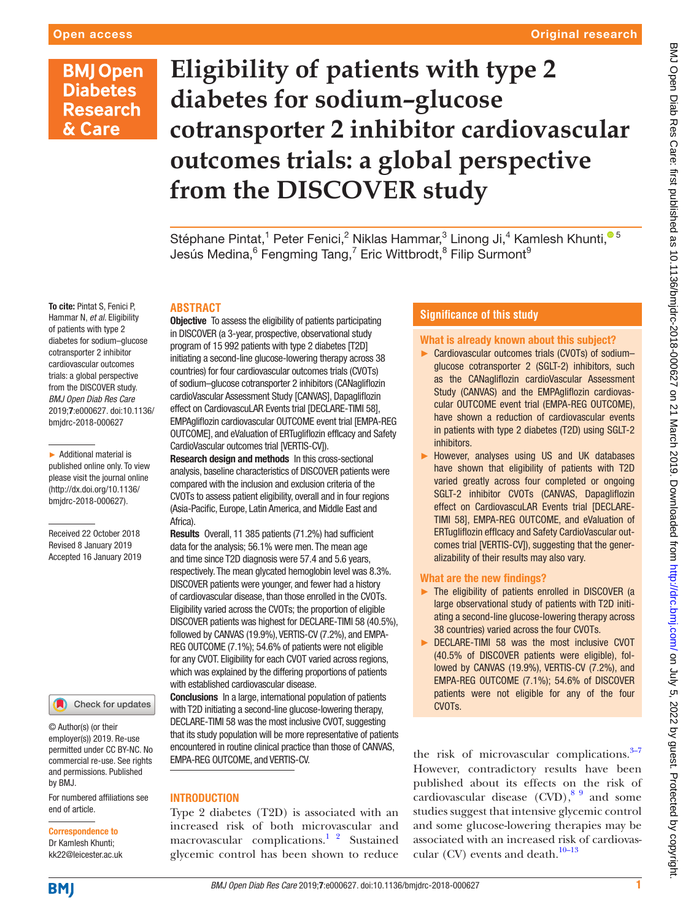Open access

Original research

# Eligibility of patients with type 2 diabetes for sodium–glucose cotransporter 2 inhibitor cardiovascular outcomes trials: a global perspective from the DISCOVER study

Stéphane Pintat,[1] Peter Fenici,[2] Niklas Hammar,[3] Linong Ji,[4] Kamlesh Khunti,[5] Jesús Medina,[6] Fengming Tang,[7] Eric Wittbrodt,[8] Filip Surmont[9]

**To cite:** Pintat S, Fenici P, Hammar N, *et al*. Eligibility of patients with type 2 diabetes for sodium–glucose cotransporter 2 inhibitor cardiovascular outcomes trials: a global perspective from the DISCOVER study. *BMJ Open Diab Res Care* 2019;**7**:e000627. doi:10.1136/bmjdrc-2018-000627

► Additional material is published online only. To view please visit the journal online (http://dx.doi.org/10.1136/bmjdrc-2018-000627).

Received 22 October 2018
Revised 8 January 2019
Accepted 16 January 2019

© Author(s) (or their employer(s)) 2019. Re-use permitted under CC BY-NC. No commercial re-use. See rights and permissions. Published by BMJ.

For numbered affiliations see end of article.

**Correspondence to**
Dr Kamlesh Khunti;
kk22@leicester.ac.uk

## ABSTRACT

**Objective** To assess the eligibility of patients participating in DISCOVER (a 3-year, prospective, observational study program of 15 992 patients with type 2 diabetes [T2D] initiating a second-line glucose-lowering therapy across 38 countries) for four cardiovascular outcomes trials (CVOTs) of sodium–glucose cotransporter 2 inhibitors (CANagliflozin cardioVascular Assessment Study [CANVAS], Dapagliflozin effect on CardiovascuLAR Events trial [DECLARE-TIMI 58], EMPAgliflozin cardiovascular OUTCOME event trial [EMPA-REG OUTCOME], and eValuation of ERTugliflozin efficacy and Safety CardioVascular outcomes trial [VERTIS-CV]).

**Research design and methods** In this cross-sectional analysis, baseline characteristics of DISCOVER patients were compared with the inclusion and exclusion criteria of the CVOTs to assess patient eligibility, overall and in four regions (Asia-Pacific, Europe, Latin America, and Middle East and Africa).

**Results** Overall, 11 385 patients (71.2%) had sufficient data for the analysis; 56.1% were men. The mean age and time since T2D diagnosis were 57.4 and 5.6 years, respectively. The mean glycated hemoglobin level was 8.3%. DISCOVER patients were younger, and fewer had a history of cardiovascular disease, than those enrolled in the CVOTs. Eligibility varied across the CVOTs; the proportion of eligible DISCOVER patients was highest for DECLARE-TIMI 58 (40.5%), followed by CANVAS (19.9%), VERTIS-CV (7.2%), and EMPA-REG OUTCOME (7.1%); 54.6% of patients were not eligible for any CVOT. Eligibility for each CVOT varied across regions, which was explained by the differing proportions of patients with established cardiovascular disease.

**Conclusions** In a large, international population of patients with T2D initiating a second-line glucose-lowering therapy, DECLARE-TIMI 58 was the most inclusive CVOT, suggesting that its study population will be more representative of patients encountered in routine clinical practice than those of CANVAS, EMPA-REG OUTCOME, and VERTIS-CV.

### Significance of this study

#### What is already known about this subject?

- Cardiovascular outcomes trials (CVOTs) of sodium–glucose cotransporter 2 (SGLT-2) inhibitors, such as the CANagliflozin cardioVascular Assessment Study (CANVAS) and the EMPAgliflozin cardiovascular OUTCOME event trial (EMPA-REG OUTCOME), have shown a reduction of cardiovascular events in patients with type 2 diabetes (T2D) using SGLT-2 inhibitors.
- However, analyses using US and UK databases have shown that eligibility of patients with T2D varied greatly across four completed or ongoing SGLT-2 inhibitor CVOTs (CANVAS, Dapagliflozin effect on CardiovascuLAR Events trial [DECLARE-TIMI 58], EMPA-REG OUTCOME, and eValuation of ERTugliflozin efficacy and Safety CardioVascular outcomes trial [VERTIS-CV]), suggesting that the generalizability of their results may also vary.

#### What are the new findings?

- The eligibility of patients enrolled in DISCOVER (a large observational study of patients with T2D initiating a second-line glucose-lowering therapy across 38 countries) varied across the four CVOTs.
- DECLARE-TIMI 58 was the most inclusive CVOT (40.5% of DISCOVER patients were eligible), followed by CANVAS (19.9%), VERTIS-CV (7.2%), and EMPA-REG OUTCOME (7.1%); 54.6% of DISCOVER patients were not eligible for any of the four CVOTs.

## INTRODUCTION

Type 2 diabetes (T2D) is associated with an increased risk of both microvascular and macrovascular complications.[1 2] Sustained glycemic control has been shown to reduce the risk of microvascular complications.[3–7] However, contradictory results have been published about its effects on the risk of cardiovascular disease (CVD),[8 9] and some studies suggest that intensive glycemic control and some glucose-lowering therapies may be associated with an increased risk of cardiovascular (CV) events and death.[10–13]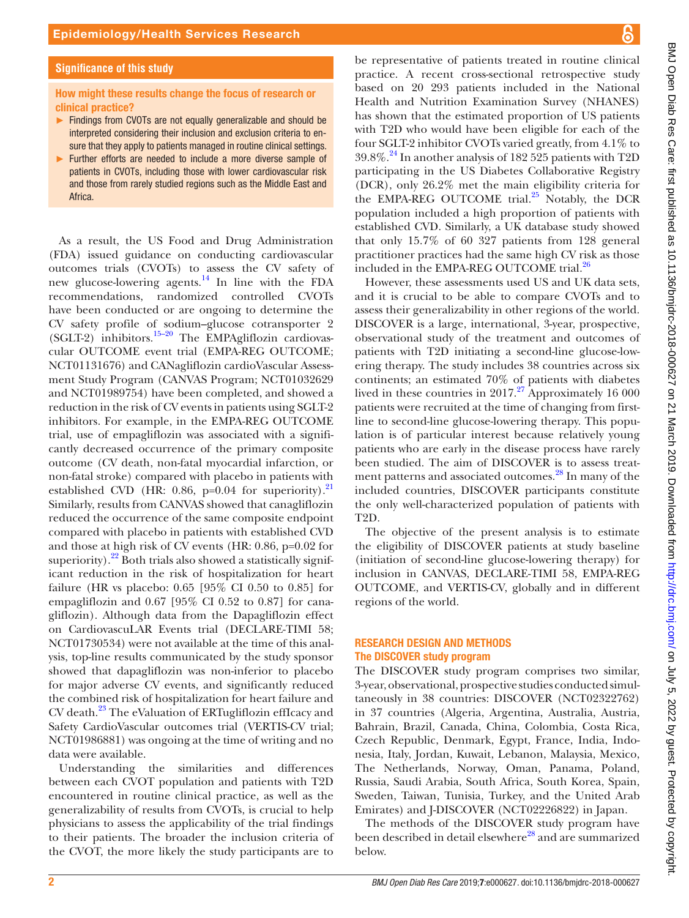## Significance of this study

**How might these results change the focus of research or clinical practice?**

- ► Findings from CVOTs are not equally generalizable and should be interpreted considering their inclusion and exclusion criteria to ensure that they apply to patients managed in routine clinical settings.
- ► Further efforts are needed to include a more diverse sample of patients in CVOTs, including those with lower cardiovascular risk and those from rarely studied regions such as the Middle East and Africa.

As a result, the US Food and Drug Administration (FDA) issued guidance on conducting cardiovascular outcomes trials (CVOTs) to assess the CV safety of new glucose-lowering agents.[14] In line with the FDA recommendations, randomized controlled CVOTs have been conducted or are ongoing to determine the CV safety profile of sodium–glucose cotransporter 2 (SGLT-2) inhibitors.[15–20] The EMPAgliflozin cardiovascular OUTCOME event trial (EMPA-REG OUTCOME; NCT01131676) and CANagliflozin cardioVascular Assessment Study Program (CANVAS Program; NCT01032629 and NCT01989754) have been completed, and showed a reduction in the risk of CV events in patients using SGLT-2 inhibitors. For example, in the EMPA-REG OUTCOME trial, use of empagliflozin was associated with a significantly decreased occurrence of the primary composite outcome (CV death, non-fatal myocardial infarction, or non-fatal stroke) compared with placebo in patients with established CVD (HR: 0.86, p=0.04 for superiority).[21] Similarly, results from CANVAS showed that canagliflozin reduced the occurrence of the same composite endpoint compared with placebo in patients with established CVD and those at high risk of CV events (HR: 0.86, p=0.02 for superiority).[22] Both trials also showed a statistically significant reduction in the risk of hospitalization for heart failure (HR vs placebo: 0.65 [95% CI 0.50 to 0.85] for empagliflozin and 0.67 [95% CI 0.52 to 0.87] for canagliflozin). Although data from the Dapagliflozin effect on CardiovascuLAR Events trial (DECLARE-TIMI 58; NCT01730534) were not available at the time of this analysis, top-line results communicated by the study sponsor showed that dapagliflozin was non-inferior to placebo for major adverse CV events, and significantly reduced the combined risk of hospitalization for heart failure and CV death.[23] The eValuation of ERTugliflozin effIcacy and Safety CardioVascular outcomes trial (VERTIS-CV trial; NCT01986881) was ongoing at the time of writing and no data were available.

Understanding the similarities and differences between each CVOT population and patients with T2D encountered in routine clinical practice, as well as the generalizability of results from CVOTs, is crucial to help physicians to assess the applicability of the trial findings to their patients. The broader the inclusion criteria of the CVOT, the more likely the study participants are to be representative of patients treated in routine clinical practice. A recent cross-sectional retrospective study based on 20 293 patients included in the National Health and Nutrition Examination Survey (NHANES) has shown that the estimated proportion of US patients with T2D who would have been eligible for each of the four SGLT-2 inhibitor CVOTs varied greatly, from 4.1% to 39.8%.[24] In another analysis of 182 525 patients with T2D participating in the US Diabetes Collaborative Registry (DCR), only 26.2% met the main eligibility criteria for the EMPA-REG OUTCOME trial.[25] Notably, the DCR population included a high proportion of patients with established CVD. Similarly, a UK database study showed that only 15.7% of 60 327 patients from 128 general practitioner practices had the same high CV risk as those included in the EMPA-REG OUTCOME trial.[26]

However, these assessments used US and UK data sets, and it is crucial to be able to compare CVOTs and to assess their generalizability in other regions of the world. DISCOVER is a large, international, 3-year, prospective, observational study of the treatment and outcomes of patients with T2D initiating a second-line glucose-lowering therapy. The study includes 38 countries across six continents; an estimated 70% of patients with diabetes lived in these countries in 2017.[27] Approximately 16 000 patients were recruited at the time of changing from first-line to second-line glucose-lowering therapy. This population is of particular interest because relatively young patients who are early in the disease process have rarely been studied. The aim of DISCOVER is to assess treatment patterns and associated outcomes.[28] In many of the included countries, DISCOVER participants constitute the only well-characterized population of patients with T2D.

The objective of the present analysis is to estimate the eligibility of DISCOVER patients at study baseline (initiation of second-line glucose-lowering therapy) for inclusion in CANVAS, DECLARE-TIMI 58, EMPA-REG OUTCOME, and VERTIS-CV, globally and in different regions of the world.

## RESEARCH DESIGN AND METHODS

### The DISCOVER study program

The DISCOVER study program comprises two similar, 3-year, observational, prospective studies conducted simultaneously in 38 countries: DISCOVER (NCT02322762) in 37 countries (Algeria, Argentina, Australia, Austria, Bahrain, Brazil, Canada, China, Colombia, Costa Rica, Czech Republic, Denmark, Egypt, France, India, Indonesia, Italy, Jordan, Kuwait, Lebanon, Malaysia, Mexico, The Netherlands, Norway, Oman, Panama, Poland, Russia, Saudi Arabia, South Africa, South Korea, Spain, Sweden, Taiwan, Tunisia, Turkey, and the United Arab Emirates) and J-DISCOVER (NCT02226822) in Japan.

The methods of the DISCOVER study program have been described in detail elsewhere[28] and are summarized below.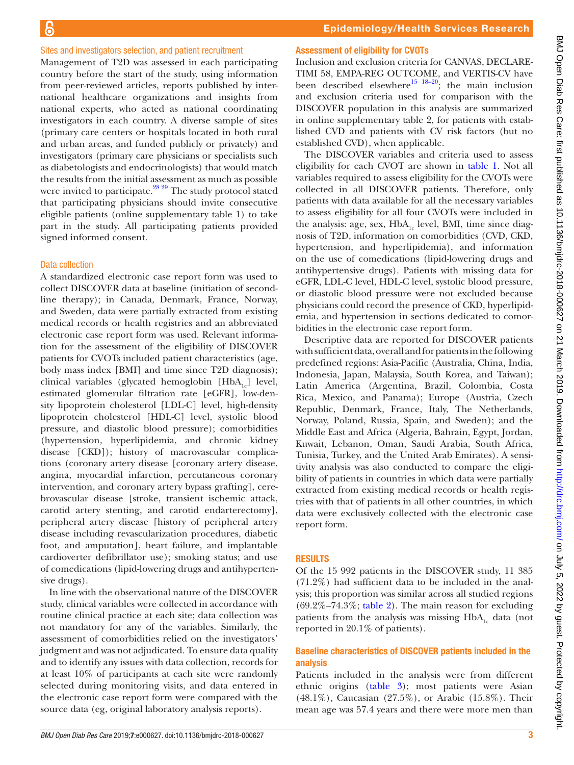### Sites and investigators selection, and patient recruitment

Management of T2D was assessed in each participating country before the start of the study, using information from peer-reviewed articles, reports published by international healthcare organizations and insights from national experts, who acted as national coordinating investigators in each country. A diverse sample of sites (primary care centers or hospitals located in both rural and urban areas, and funded publicly or privately) and investigators (primary care physicians or specialists such as diabetologists and endocrinologists) that would match the results from the initial assessment as much as possible were invited to participate.[28,29] The study protocol stated that participating physicians should invite consecutive eligible patients (online supplementary table 1) to take part in the study. All participating patients provided signed informed consent.

### Data collection

A standardized electronic case report form was used to collect DISCOVER data at baseline (initiation of second-line therapy); in Canada, Denmark, France, Norway, and Sweden, data were partially extracted from existing medical records or health registries and an abbreviated electronic case report form was used. Relevant information for the assessment of the eligibility of DISCOVER patients for CVOTs included patient characteristics (age, body mass index [BMI] and time since T2D diagnosis); clinical variables (glycated hemoglobin [$HbA_{1c}$] level, estimated glomerular filtration rate [eGFR], low-density lipoprotein cholesterol [LDL-C] level, high-density lipoprotein cholesterol [HDL-C] level, systolic blood pressure, and diastolic blood pressure); comorbidities (hypertension, hyperlipidemia, and chronic kidney disease [CKD]); history of macrovascular complications (coronary artery disease [coronary artery disease, angina, myocardial infarction, percutaneous coronary intervention, and coronary artery bypass grafting], cerebrovascular disease [stroke, transient ischemic attack, carotid artery stenting, and carotid endarterectomy], peripheral artery disease [history of peripheral artery disease including revascularization procedures, diabetic foot, and amputation], heart failure, and implantable cardioverter defibrillator use); smoking status; and use of comedications (lipid-lowering drugs and antihypertensive drugs).

In line with the observational nature of the DISCOVER study, clinical variables were collected in accordance with routine clinical practice at each site; data collection was not mandatory for any of the variables. Similarly, the assessment of comorbidities relied on the investigators' judgment and was not adjudicated. To ensure data quality and to identify any issues with data collection, records for at least 10% of participants at each site were randomly selected during monitoring visits, and data entered in the electronic case report form were compared with the source data (eg, original laboratory analysis reports).

### Assessment of eligibility for CVOTs

Inclusion and exclusion criteria for CANVAS, DECLARE-TIMI 58, EMPA-REG OUTCOME, and VERTIS-CV have been described elsewhere[15,18–20]; the main inclusion and exclusion criteria used for comparison with the DISCOVER population in this analysis are summarized in online supplementary table 2, for patients with established CVD and patients with CV risk factors (but no established CVD), when applicable.

The DISCOVER variables and criteria used to assess eligibility for each CVOT are shown in table 1. Not all variables required to assess eligibility for the CVOTs were collected in all DISCOVER patients. Therefore, only patients with data available for all the necessary variables to assess eligibility for all four CVOTs were included in the analysis: age, sex, $HbA_{1c}$ level, BMI, time since diagnosis of T2D, information on comorbidities (CVD, CKD, hypertension, and hyperlipidemia), and information on the use of comedications (lipid-lowering drugs and antihypertensive drugs). Patients with missing data for eGFR, LDL-C level, HDL-C level, systolic blood pressure, or diastolic blood pressure were not excluded because physicians could record the presence of CKD, hyperlipidemia, and hypertension in sections dedicated to comorbidities in the electronic case report form.

Descriptive data are reported for DISCOVER patients with sufficient data, overall and for patients in the following predefined regions: Asia-Pacific (Australia, China, India, Indonesia, Japan, Malaysia, South Korea, and Taiwan); Latin America (Argentina, Brazil, Colombia, Costa Rica, Mexico, and Panama); Europe (Austria, Czech Republic, Denmark, France, Italy, The Netherlands, Norway, Poland, Russia, Spain, and Sweden); and the Middle East and Africa (Algeria, Bahrain, Egypt, Jordan, Kuwait, Lebanon, Oman, Saudi Arabia, South Africa, Tunisia, Turkey, and the United Arab Emirates). A sensitivity analysis was also conducted to compare the eligibility of patients in countries in which data were partially extracted from existing medical records or health registries with that of patients in all other countries, in which data were exclusively collected with the electronic case report form.

## RESULTS

Of the 15 992 patients in the DISCOVER study, 11 385 (71.2%) had sufficient data to be included in the analysis; this proportion was similar across all studied regions (69.2%–74.3%; table 2). The main reason for excluding patients from the analysis was missing $HbA_{1c}$ data (not reported in 20.1% of patients).

### Baseline characteristics of DISCOVER patients included in the analysis

Patients included in the analysis were from different ethnic origins (table 3); most patients were Asian (48.1%), Caucasian (27.5%), or Arabic (15.8%). Their mean age was 57.4 years and there were more men than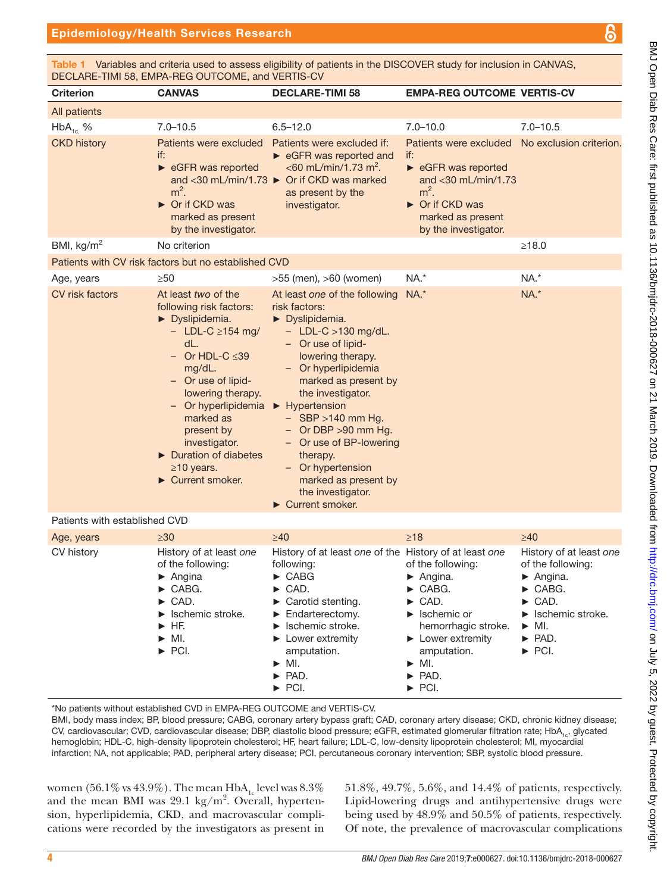Table 1 Variables and criteria used to assess eligibility of patients in the DISCOVER study for inclusion in CANVAS, DECLARE-TIMI 58, EMPA-REG OUTCOME, and VERTIS-CV

| Criterion | CANVAS | DECLARE-TIMI 58 | EMPA-REG OUTCOME | VERTIS-CV |
|---|---|---|---|---|
| All patients | | | | |
| $HbA_{1c}$, % | 7.0–10.5 | 6.5–12.0 | 7.0–10.0 | 7.0–10.5 |
| CKD history | Patients were excluded if: ► eGFR was reported and <30 mL/min/1.73 $m^2$. ► Or if CKD was marked as present by the investigator. | Patients were excluded if: ► eGFR was reported and <60 mL/min/1.73 $m^2$. ► Or if CKD was marked as present by the investigator. | Patients were excluded if: ► eGFR was reported and <30 mL/min/1.73 $m^2$. ► Or if CKD was marked as present by the investigator. | No exclusion criterion. |
| BMI, kg/$m^2$ | No criterion | | | ≥18.0 |
| Patients with CV risk factors but no established CVD | | | | |
| Age, years | ≥50 | >55 (men), >60 (women) | NA.* | NA.* |
| CV risk factors | At least *two* of the following risk factors: ► Dyslipidemia. – LDL-C ≥154 mg/dL. – Or HDL-C ≤39 mg/dL. – Or use of lipid-lowering therapy. – Or hyperlipidemia marked as present by investigator. ► Duration of diabetes ≥10 years. ► Current smoker. | At least *one* of the following risk factors: ► Dyslipidemia. – LDL-C >130 mg/dL. – Or use of lipid-lowering therapy. – Or hyperlipidemia marked as present by the investigator. ► Hypertension – SBP >140 mm Hg. – Or DBP >90 mm Hg. – Or use of BP-lowering therapy. – Or hypertension marked as present by the investigator. ► Current smoker. | NA.* | NA.* |
| Patients with established CVD | | | | |
| Age, years | ≥30 | ≥40 | ≥18 | ≥40 |
| CV history | History of at least *one* of the following: ► Angina ► CABG. ► CAD. ► Ischemic stroke. ► HF. ► MI. ► PCI. | History of at least *one* of the following: ► CABG ► CAD. ► Carotid stenting. ► Endarterectomy. ► Ischemic stroke. ► Lower extremity amputation. ► MI. ► PAD. ► PCI. | History of at least *one* of the following: ► Angina. ► CABG. ► CAD. ► Ischemic or hemorrhagic stroke. ► Lower extremity amputation. ► MI. ► PAD. ► PCI. | History of at least *one* of the following: ► Angina. ► CABG. ► CAD. ► Ischemic stroke. ► MI. ► PAD. ► PCI. |

*No patients without established CVD in EMPA-REG OUTCOME and VERTIS-CV.

BMI, body mass index; BP, blood pressure; CABG, coronary artery bypass graft; CAD, coronary artery disease; CKD, chronic kidney disease; CV, cardiovascular; CVD, cardiovascular disease; DBP, diastolic blood pressure; eGFR, estimated glomerular filtration rate; $HbA_{1c}$, glycated hemoglobin; HDL-C, high-density lipoprotein cholesterol; HF, heart failure; LDL-C, low-density lipoprotein cholesterol; MI, myocardial infarction; NA, not applicable; PAD, peripheral artery disease; PCI, percutaneous coronary intervention; SBP, systolic blood pressure.

women (56.1% vs 43.9%). The mean $HbA_{1c}$ level was 8.3% and the mean BMI was 29.1 kg/$m^2$. Overall, hypertension, hyperlipidemia, CKD, and macrovascular complications were recorded by the investigators as present in 51.8%, 49.7%, 5.6%, and 14.4% of patients, respectively. Lipid-lowering drugs and antihypertensive drugs were being used by 48.9% and 50.5% of patients, respectively. Of note, the prevalence of macrovascular complications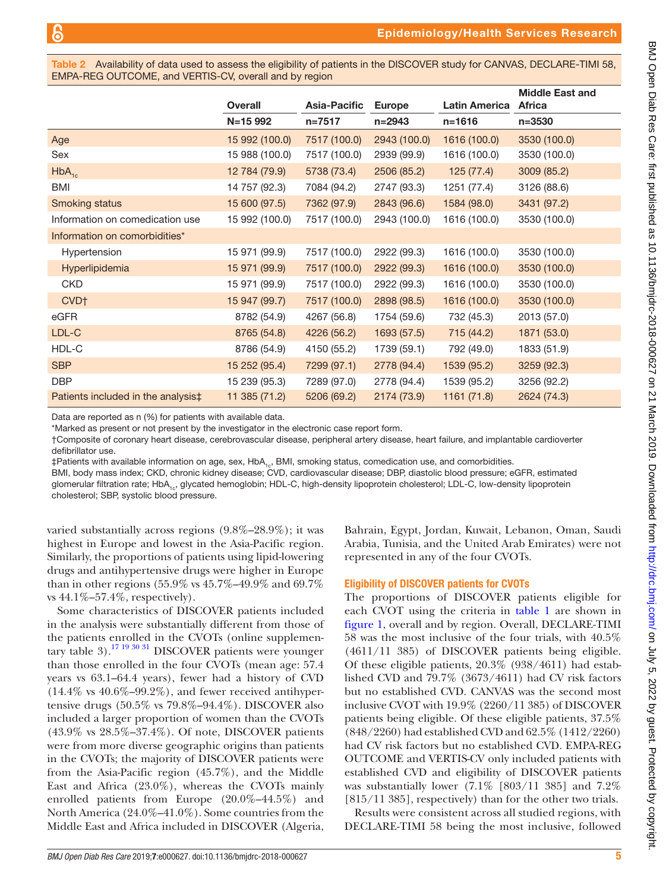Table 2 Availability of data used to assess the eligibility of patients in the DISCOVER study for CANVAS, DECLARE-TIMI 58, EMPA-REG OUTCOME, and VERTIS-CV, overall and by region

| | Overall | Asia-Pacific | Europe | Latin America | Middle East and Africa |
|---|---|---|---|---|---|
| | N=15 992 | n=7517 | n=2943 | n=1616 | n=3530 |
| Age | 15 992 (100.0) | 7517 (100.0) | 2943 (100.0) | 1616 (100.0) | 3530 (100.0) |
| Sex | 15 988 (100.0) | 7517 (100.0) | 2939 (99.9) | 1616 (100.0) | 3530 (100.0) |
| $HbA_{1c}$ | 12 784 (79.9) | 5738 (73.4) | 2506 (85.2) | 125 (77.4) | 3009 (85.2) |
| BMI | 14 757 (92.3) | 7084 (94.2) | 2747 (93.3) | 1251 (77.4) | 3126 (88.6) |
| Smoking status | 15 600 (97.5) | 7362 (97.9) | 2843 (96.6) | 1584 (98.0) | 3431 (97.2) |
| Information on comedication use | 15 992 (100.0) | 7517 (100.0) | 2943 (100.0) | 1616 (100.0) | 3530 (100.0) |
| Information on comorbidities* | | | | | |
| Hypertension | 15 971 (99.9) | 7517 (100.0) | 2922 (99.3) | 1616 (100.0) | 3530 (100.0) |
| Hyperlipidemia | 15 971 (99.9) | 7517 (100.0) | 2922 (99.3) | 1616 (100.0) | 3530 (100.0) |
| CKD | 15 971 (99.9) | 7517 (100.0) | 2922 (99.3) | 1616 (100.0) | 3530 (100.0) |
| CVD† | 15 947 (99.7) | 7517 (100.0) | 2898 (98.5) | 1616 (100.0) | 3530 (100.0) |
| eGFR | 8782 (54.9) | 4267 (56.8) | 1754 (59.6) | 732 (45.3) | 2013 (57.0) |
| LDL-C | 8765 (54.8) | 4226 (56.2) | 1693 (57.5) | 715 (44.2) | 1871 (53.0) |
| HDL-C | 8786 (54.9) | 4150 (55.2) | 1739 (59.1) | 792 (49.0) | 1833 (51.9) |
| SBP | 15 252 (95.4) | 7299 (97.1) | 2778 (94.4) | 1539 (95.2) | 3259 (92.3) |
| DBP | 15 239 (95.3) | 7289 (97.0) | 2778 (94.4) | 1539 (95.2) | 3256 (92.2) |
| Patients included in the analysis‡ | 11 385 (71.2) | 5206 (69.2) | 2174 (73.9) | 1161 (71.8) | 2624 (74.3) |

Data are reported as n (%) for patients with available data.

*Marked as present or not present by the investigator in the electronic case report form.

†Composite of coronary heart disease, cerebrovascular disease, peripheral artery disease, heart failure, and implantable cardioverter defibrillator use.

‡Patients with available information on age, sex, $HbA_{1c}$, BMI, smoking status, comedication use, and comorbidities.

BMI, body mass index; CKD, chronic kidney disease; CVD, cardiovascular disease; DBP, diastolic blood pressure; eGFR, estimated glomerular filtration rate; $HbA_{1c}$, glycated hemoglobin; HDL-C, high-density lipoprotein cholesterol; LDL-C, low-density lipoprotein cholesterol; SBP, systolic blood pressure.

varied substantially across regions (9.8%–28.9%); it was highest in Europe and lowest in the Asia-Pacific region. Similarly, the proportions of patients using lipid-lowering drugs and antihypertensive drugs were higher in Europe than in other regions (55.9% vs 45.7%–49.9% and 69.7% vs 44.1%–57.4%, respectively).

Some characteristics of DISCOVER patients included in the analysis were substantially different from those of the patients enrolled in the CVOTs (online supplementary table 3).[17 19 30 31] DISCOVER patients were younger than those enrolled in the four CVOTs (mean age: 57.4 years vs 63.1–64.4 years), fewer had a history of CVD (14.4% vs 40.6%–99.2%), and fewer received antihypertensive drugs (50.5% vs 79.8%–94.4%). DISCOVER also included a larger proportion of women than the CVOTs (43.9% vs 28.5%–37.4%). Of note, DISCOVER patients were from more diverse geographic origins than patients in the CVOTs; the majority of DISCOVER patients were from the Asia-Pacific region (45.7%), and the Middle East and Africa (23.0%), whereas the CVOTs mainly enrolled patients from Europe (20.0%–44.5%) and North America (24.0%–41.0%). Some countries from the Middle East and Africa included in DISCOVER (Algeria, Bahrain, Egypt, Jordan, Kuwait, Lebanon, Oman, Saudi Arabia, Tunisia, and the United Arab Emirates) were not represented in any of the four CVOTs.

### Eligibility of DISCOVER patients for CVOTs

The proportions of DISCOVER patients eligible for each CVOT using the criteria in table 1 are shown in figure 1, overall and by region. Overall, DECLARE-TIMI 58 was the most inclusive of the four trials, with 40.5% (4611/11 385) of DISCOVER patients being eligible. Of these eligible patients, 20.3% (938/4611) had established CVD and 79.7% (3673/4611) had CV risk factors but no established CVD. CANVAS was the second most inclusive CVOT with 19.9% (2260/11 385) of DISCOVER patients being eligible. Of these eligible patients, 37.5% (848/2260) had established CVD and 62.5% (1412/2260) had CV risk factors but no established CVD. EMPA-REG OUTCOME and VERTIS-CV only included patients with established CVD and eligibility of DISCOVER patients was substantially lower (7.1% [803/11 385] and 7.2% [815/11 385], respectively) than for the other two trials.

Results were consistent across all studied regions, with DECLARE-TIMI 58 being the most inclusive, followed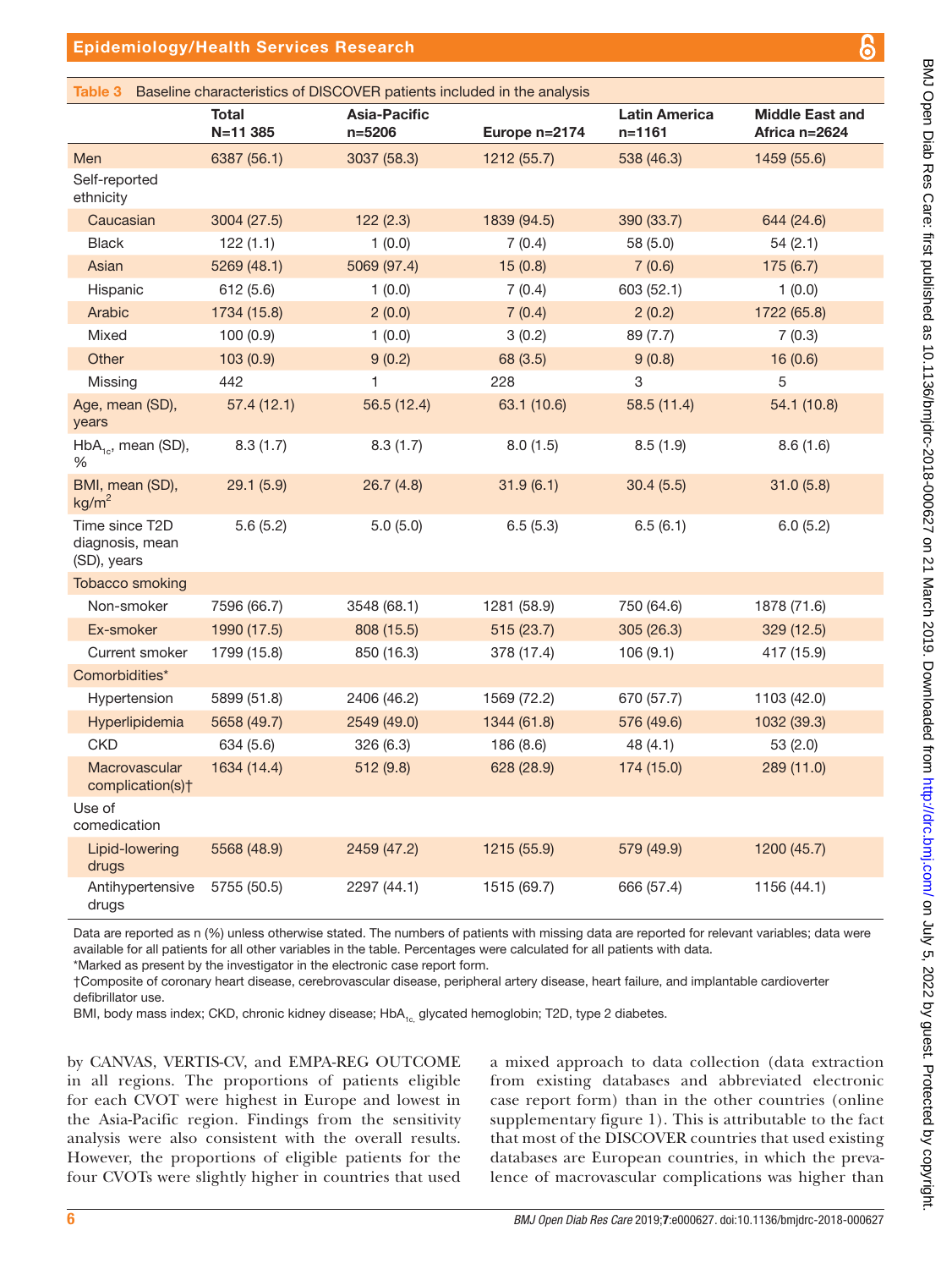Table 3 Baseline characteristics of DISCOVER patients included in the analysis

| | Total N=11 385 | Asia-Pacific n=5206 | Europe n=2174 | Latin America n=1161 | Middle East and Africa n=2624 |
|---|---|---|---|---|---|
| Men | 6387 (56.1) | 3037 (58.3) | 1212 (55.7) | 538 (46.3) | 1459 (55.6) |
| Self-reported ethnicity | | | | | |
| Caucasian | 3004 (27.5) | 122 (2.3) | 1839 (94.5) | 390 (33.7) | 644 (24.6) |
| Black | 122 (1.1) | 1 (0.0) | 7 (0.4) | 58 (5.0) | 54 (2.1) |
| Asian | 5269 (48.1) | 5069 (97.4) | 15 (0.8) | 7 (0.6) | 175 (6.7) |
| Hispanic | 612 (5.6) | 1 (0.0) | 7 (0.4) | 603 (52.1) | 1 (0.0) |
| Arabic | 1734 (15.8) | 2 (0.0) | 7 (0.4) | 2 (0.2) | 1722 (65.8) |
| Mixed | 100 (0.9) | 1 (0.0) | 3 (0.2) | 89 (7.7) | 7 (0.3) |
| Other | 103 (0.9) | 9 (0.2) | 68 (3.5) | 9 (0.8) | 16 (0.6) |
| Missing | 442 | 1 | 228 | 3 | 5 |
| Age, mean (SD), years | 57.4 (12.1) | 56.5 (12.4) | 63.1 (10.6) | 58.5 (11.4) | 54.1 (10.8) |
| $HbA_{1c}$, mean (SD), % | 8.3 (1.7) | 8.3 (1.7) | 8.0 (1.5) | 8.5 (1.9) | 8.6 (1.6) |
| BMI, mean (SD), $kg/m^2$ | 29.1 (5.9) | 26.7 (4.8) | 31.9 (6.1) | 30.4 (5.5) | 31.0 (5.8) |
| Time since T2D diagnosis, mean (SD), years | 5.6 (5.2) | 5.0 (5.0) | 6.5 (5.3) | 6.5 (6.1) | 6.0 (5.2) |
| Tobacco smoking | | | | | |
| Non-smoker | 7596 (66.7) | 3548 (68.1) | 1281 (58.9) | 750 (64.6) | 1878 (71.6) |
| Ex-smoker | 1990 (17.5) | 808 (15.5) | 515 (23.7) | 305 (26.3) | 329 (12.5) |
| Current smoker | 1799 (15.8) | 850 (16.3) | 378 (17.4) | 106 (9.1) | 417 (15.9) |
| Comorbidities* | | | | | |
| Hypertension | 5899 (51.8) | 2406 (46.2) | 1569 (72.2) | 670 (57.7) | 1103 (42.0) |
| Hyperlipidemia | 5658 (49.7) | 2549 (49.0) | 1344 (61.8) | 576 (49.6) | 1032 (39.3) |
| CKD | 634 (5.6) | 326 (6.3) | 186 (8.6) | 48 (4.1) | 53 (2.0) |
| Macrovascular complication(s)† | 1634 (14.4) | 512 (9.8) | 628 (28.9) | 174 (15.0) | 289 (11.0) |
| Use of comedication | | | | | |
| Lipid-lowering drugs | 5568 (48.9) | 2459 (47.2) | 1215 (55.9) | 579 (49.9) | 1200 (45.7) |
| Antihypertensive drugs | 5755 (50.5) | 2297 (44.1) | 1515 (69.7) | 666 (57.4) | 1156 (44.1) |

Data are reported as n (%) unless otherwise stated. The numbers of patients with missing data are reported for relevant variables; data were available for all patients for all other variables in the table. Percentages were calculated for all patients with data.

*Marked as present by the investigator in the electronic case report form.

†Composite of coronary heart disease, cerebrovascular disease, peripheral artery disease, heart failure, and implantable cardioverter defibrillator use.

BMI, body mass index; CKD, chronic kidney disease; $HbA_{1c}$, glycated hemoglobin; T2D, type 2 diabetes.

by CANVAS, VERTIS-CV, and EMPA-REG OUTCOME in all regions. The proportions of patients eligible for each CVOT were highest in Europe and lowest in the Asia-Pacific region. Findings from the sensitivity analysis were also consistent with the overall results. However, the proportions of eligible patients for the four CVOTs were slightly higher in countries that used a mixed approach to data collection (data extraction from existing databases and abbreviated electronic case report form) than in the other countries (online supplementary figure 1). This is attributable to the fact that most of the DISCOVER countries that used existing databases are European countries, in which the prevalence of macrovascular complications was higher than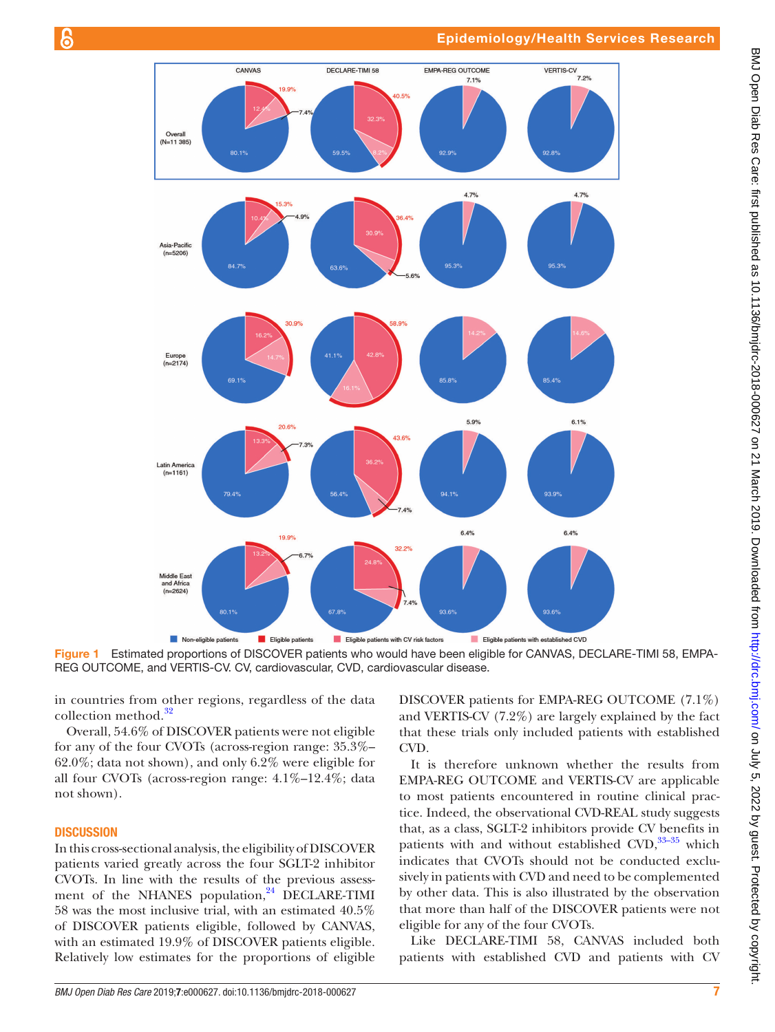CANVAS
DECLARE-TIMI 58
EMPA-REG OUTCOME
VERTIS-CV

Overall (N=11 385)
19.9%
12.4%
7.4%
80.1%
40.5%
32.3%
8.2%
59.5%
7.1%
92.9%
7.2%
92.8%

Asia-Pacific (n=5206)
15.3%
10.4%
4.9%
84.7%
36.4%
30.9%
5.6%
63.6%
4.7%
95.3%
4.7%
95.3%

Europe (n=2174)
30.9%
16.2%
14.7%
69.1%
58.9%
42.8%
16.1%
41.1%
14.2%
85.8%
14.6%
85.4%

Latin America (n=1161)
20.6%
13.3%
7.3%
79.4%
43.6%
36.2%
7.4%
56.4%
5.9%
94.1%
6.1%
93.9%

Middle East and Africa (n=2624)
19.9%
13.2%
6.7%
80.1%
32.2%
24.8%
7.4%
67.8%
6.4%
93.6%
6.4%
93.6%

Non-eligible patients
Eligible patients
Eligible patients with CV risk factors
Eligible patients with established CVD

**Figure 1** Estimated proportions of DISCOVER patients who would have been eligible for CANVAS, DECLARE-TIMI 58, EMPA-REG OUTCOME, and VERTIS-CV. CV, cardiovascular, CVD, cardiovascular disease.

in countries from other regions, regardless of the data collection method.[32]

Overall, 54.6% of DISCOVER patients were not eligible for any of the four CVOTs (across-region range: 35.3%–62.0%; data not shown), and only 6.2% were eligible for all four CVOTs (across-region range: 4.1%–12.4%; data not shown).

## DISCUSSION

In this cross-sectional analysis, the eligibility of DISCOVER patients varied greatly across the four SGLT-2 inhibitor CVOTs. In line with the results of the previous assessment of the NHANES population,[24] DECLARE-TIMI 58 was the most inclusive trial, with an estimated 40.5% of DISCOVER patients eligible, followed by CANVAS, with an estimated 19.9% of DISCOVER patients eligible. Relatively low estimates for the proportions of eligible DISCOVER patients for EMPA-REG OUTCOME (7.1%) and VERTIS-CV (7.2%) are largely explained by the fact that these trials only included patients with established CVD.

It is therefore unknown whether the results from EMPA-REG OUTCOME and VERTIS-CV are applicable to most patients encountered in routine clinical practice. Indeed, the observational CVD-REAL study suggests that, as a class, SGLT-2 inhibitors provide CV benefits in patients with and without established CVD,[33–35] which indicates that CVOTs should not be conducted exclusively in patients with CVD and need to be complemented by other data. This is also illustrated by the observation that more than half of the DISCOVER patients were not eligible for any of the four CVOTs.

Like DECLARE-TIMI 58, CANVAS included both patients with established CVD and patients with CV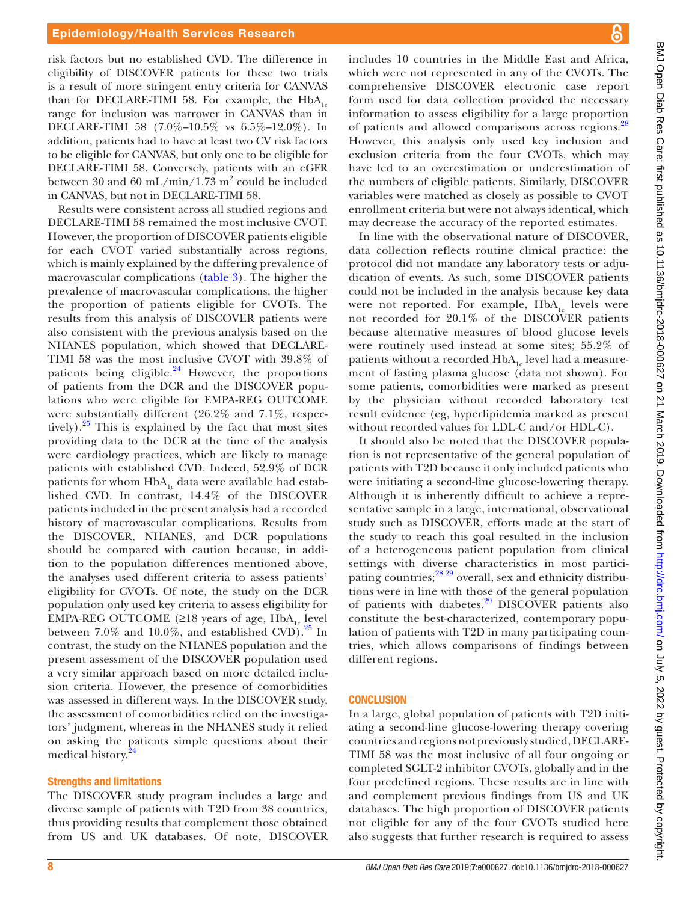risk factors but no established CVD. The difference in eligibility of DISCOVER patients for these two trials is a result of more stringent entry criteria for CANVAS than for DECLARE-TIMI 58. For example, the $HbA_{1c}$ range for inclusion was narrower in CANVAS than in DECLARE-TIMI 58 (7.0%–10.5% vs 6.5%–12.0%). In addition, patients had to have at least two CV risk factors to be eligible for CANVAS, but only one to be eligible for DECLARE-TIMI 58. Conversely, patients with an eGFR between 30 and 60 mL/min/1.73 $m^2$ could be included in CANVAS, but not in DECLARE-TIMI 58.

Results were consistent across all studied regions and DECLARE-TIMI 58 remained the most inclusive CVOT. However, the proportion of DISCOVER patients eligible for each CVOT varied substantially across regions, which is mainly explained by the differing prevalence of macrovascular complications (table 3). The higher the prevalence of macrovascular complications, the higher the proportion of patients eligible for CVOTs. The results from this analysis of DISCOVER patients were also consistent with the previous analysis based on the NHANES population, which showed that DECLARE-TIMI 58 was the most inclusive CVOT with 39.8% of patients being eligible.[24] However, the proportions of patients from the DCR and the DISCOVER populations who were eligible for EMPA-REG OUTCOME were substantially different (26.2% and 7.1%, respectively).[25] This is explained by the fact that most sites providing data to the DCR at the time of the analysis were cardiology practices, which are likely to manage patients with established CVD. Indeed, 52.9% of DCR patients for whom $HbA_{1c}$ data were available had established CVD. In contrast, 14.4% of the DISCOVER patients included in the present analysis had a recorded history of macrovascular complications. Results from the DISCOVER, NHANES, and DCR populations should be compared with caution because, in addition to the population differences mentioned above, the analyses used different criteria to assess patients' eligibility for CVOTs. Of note, the study on the DCR population only used key criteria to assess eligibility for EMPA-REG OUTCOME (≥18 years of age, $HbA_{1c}$ level between 7.0% and 10.0%, and established CVD).[25] In contrast, the study on the NHANES population and the present assessment of the DISCOVER population used a very similar approach based on more detailed inclusion criteria. However, the presence of comorbidities was assessed in different ways. In the DISCOVER study, the assessment of comorbidities relied on the investigators' judgment, whereas in the NHANES study it relied on asking the patients simple questions about their medical history.[24]

### Strengths and limitations

The DISCOVER study program includes a large and diverse sample of patients with T2D from 38 countries, thus providing results that complement those obtained from US and UK databases. Of note, DISCOVER includes 10 countries in the Middle East and Africa, which were not represented in any of the CVOTs. The comprehensive DISCOVER electronic case report form used for data collection provided the necessary information to assess eligibility for a large proportion of patients and allowed comparisons across regions.[28] However, this analysis only used key inclusion and exclusion criteria from the four CVOTs, which may have led to an overestimation or underestimation of the numbers of eligible patients. Similarly, DISCOVER variables were matched as closely as possible to CVOT enrollment criteria but were not always identical, which may decrease the accuracy of the reported estimates.

In line with the observational nature of DISCOVER, data collection reflects routine clinical practice: the protocol did not mandate any laboratory tests or adjudication of events. As such, some DISCOVER patients could not be included in the analysis because key data were not reported. For example, $HbA_{1c}$ levels were not recorded for 20.1% of the DISCOVER patients because alternative measures of blood glucose levels were routinely used instead at some sites; 55.2% of patients without a recorded $HbA_{1c}$ level had a measurement of fasting plasma glucose (data not shown). For some patients, comorbidities were marked as present by the physician without recorded laboratory test result evidence (eg, hyperlipidemia marked as present without recorded values for LDL-C and/or HDL-C).

It should also be noted that the DISCOVER population is not representative of the general population of patients with T2D because it only included patients who were initiating a second-line glucose-lowering therapy. Although it is inherently difficult to achieve a representative sample in a large, international, observational study such as DISCOVER, efforts made at the start of the study to reach this goal resulted in the inclusion of a heterogeneous patient population from clinical settings with diverse characteristics in most participating countries;[28,29] overall, sex and ethnicity distributions were in line with those of the general population of patients with diabetes.[29] DISCOVER patients also constitute the best-characterized, contemporary population of patients with T2D in many participating countries, which allows comparisons of findings between different regions.

## CONCLUSION

In a large, global population of patients with T2D initiating a second-line glucose-lowering therapy covering countries and regions not previously studied, DECLARE-TIMI 58 was the most inclusive of all four ongoing or completed SGLT-2 inhibitor CVOTs, globally and in the four predefined regions. These results are in line with and complement previous findings from US and UK databases. The high proportion of DISCOVER patients not eligible for any of the four CVOTs studied here also suggests that further research is required to assess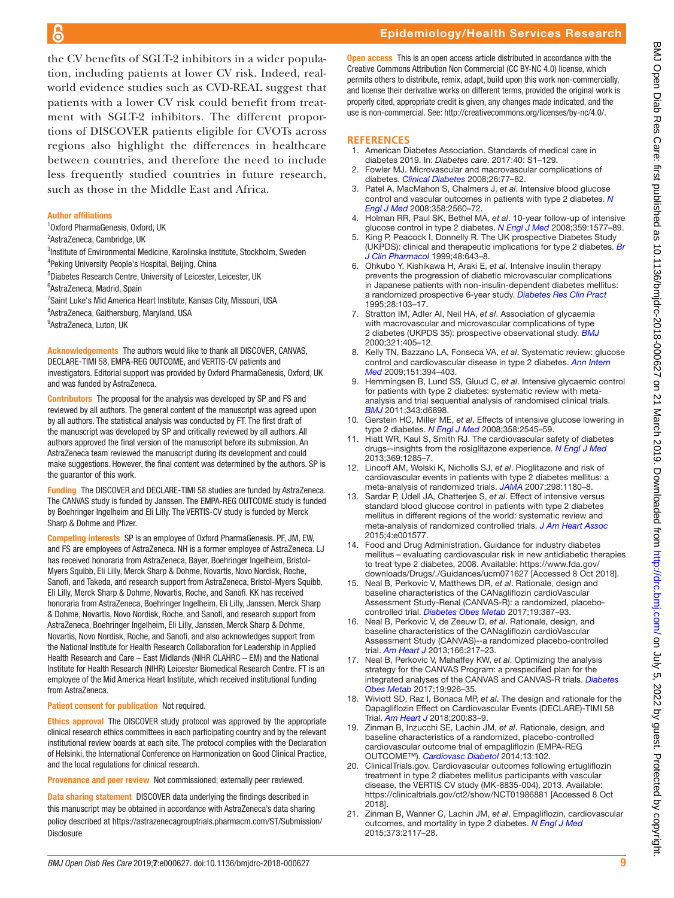the CV benefits of SGLT-2 inhibitors in a wider population, including patients at lower CV risk. Indeed, real-world evidence studies such as CVD-REAL suggest that patients with a lower CV risk could benefit from treatment with SGLT-2 inhibitors. The different proportions of DISCOVER patients eligible for CVOTs across regions also highlight the differences in healthcare between countries, and therefore the need to include less frequently studied countries in future research, such as those in the Middle East and Africa.

**Author affiliations**

[1]Oxford PharmaGenesis, Oxford, UK
[2]AstraZeneca, Cambridge, UK
[3]Institute of Environmental Medicine, Karolinska Institute, Stockholm, Sweden
[4]Peking University People's Hospital, Beijing, China
[5]Diabetes Research Centre, University of Leicester, Leicester, UK
[6]AstraZeneca, Madrid, Spain
[7]Saint Luke's Mid America Heart Institute, Kansas City, Missouri, USA
[8]AstraZeneca, Gaithersburg, Maryland, USA
[9]AstraZeneca, Luton, UK

**Acknowledgements** The authors would like to thank all DISCOVER, CANVAS, DECLARE-TIMI 58, EMPA-REG OUTCOME, and VERTIS-CV patients and investigators. Editorial support was provided by Oxford PharmaGenesis, Oxford, UK and was funded by AstraZeneca.

**Contributors** The proposal for the analysis was developed by SP and FS and reviewed by all authors. The general content of the manuscript was agreed upon by all authors. The statistical analysis was conducted by FT. The first draft of the manuscript was developed by SP and critically reviewed by all authors. All authors approved the final version of the manuscript before its submission. An AstraZeneca team reviewed the manuscript during its development and could make suggestions. However, the final content was determined by the authors. SP is the guarantor of this work.

**Funding** The DISCOVER and DECLARE-TIMI 58 studies are funded by AstraZeneca. The CANVAS study is funded by Janssen. The EMPA-REG OUTCOME study is funded by Boehringer Ingelheim and Eli Lilly. The VERTIS-CV study is funded by Merck Sharp & Dohme and Pfizer.

**Competing interests** SP is an employee of Oxford PharmaGenesis. PF, JM, EW, and FS are employees of AstraZeneca. NH is a former employee of AstraZeneca. LJ has received honoraria from AstraZeneca, Bayer, Boehringer Ingelheim, Bristol-Myers Squibb, Eli Lilly, Merck Sharp & Dohme, Novartis, Novo Nordisk, Roche, Sanofi, and Takeda, and research support from AstraZeneca, Bristol-Myers Squibb, Eli Lilly, Merck Sharp & Dohme, Novartis, Roche, and Sanofi. KK has received honoraria from AstraZeneca, Boehringer Ingelheim, Eli Lilly, Janssen, Merck Sharp & Dohme, Novartis, Novo Nordisk, Roche, and Sanofi, and research support from AstraZeneca, Boehringer Ingelheim, Eli Lilly, Janssen, Merck Sharp & Dohme, Novartis, Novo Nordisk, Roche, and Sanofi, and also acknowledges support from the National Institute for Health Research Collaboration for Leadership in Applied Health Research and Care – East Midlands (NIHR CLAHRC – EM) and the National Institute for Health Research (NIHR) Leicester Biomedical Research Centre. FT is an employee of the Mid America Heart Institute, which received institutional funding from AstraZeneca.

**Patient consent for publication** Not required.

**Ethics approval** The DISCOVER study protocol was approved by the appropriate clinical research ethics committees in each participating country and by the relevant institutional review boards at each site. The protocol complies with the Declaration of Helsinki, the International Conference on Harmonization on Good Clinical Practice, and the local regulations for clinical research.

**Provenance and peer review** Not commissioned; externally peer reviewed.

**Data sharing statement** DISCOVER data underlying the findings described in this manuscript may be obtained in accordance with AstraZeneca's data sharing policy described at https://astrazenecagrouptrials.pharmacm.com/ST/Submission/Disclosure

**Open access** This is an open access article distributed in accordance with the Creative Commons Attribution Non Commercial (CC BY-NC 4.0) license, which permits others to distribute, remix, adapt, build upon this work non-commercially, and license their derivative works on different terms, provided the original work is properly cited, appropriate credit is given, any changes made indicated, and the use is non-commercial. See: http://creativecommons.org/licenses/by-nc/4.0/.

## REFERENCES

1. American Diabetes Association. Standards of medical care in diabetes 2019. In: *Diabetes care*. 2017:40: S1–129.
2. Fowler MJ. Microvascular and macrovascular complications of diabetes. *Clinical Diabetes* 2008;26:77–82.
3. Patel A, MacMahon S, Chalmers J, *et al*. Intensive blood glucose control and vascular outcomes in patients with type 2 diabetes. *N Engl J Med* 2008;358:2560–72.
4. Holman RR, Paul SK, Bethel MA, *et al*. 10-year follow-up of intensive glucose control in type 2 diabetes. *N Engl J Med* 2008;359:1577–89.
5. King P, Peacock I, Donnelly R. The UK prospective Diabetes Study (UKPDS): clinical and therapeutic implications for type 2 diabetes. *Br J Clin Pharmacol* 1999;48:643–8.
6. Ohkubo Y, Kishikawa H, Araki E, *et al*. Intensive insulin therapy prevents the progression of diabetic microvascular complications in Japanese patients with non-insulin-dependent diabetes mellitus: a randomized prospective 6-year study. *Diabetes Res Clin Pract* 1995;28:103–17.
7. Stratton IM, Adler AI, Neil HA, *et al*. Association of glycaemia with macrovascular and microvascular complications of type 2 diabetes (UKPDS 35): prospective observational study. *BMJ* 2000;321:405–12.
8. Kelly TN, Bazzano LA, Fonseca VA, *et al*. Systematic review: glucose control and cardiovascular disease in type 2 diabetes. *Ann Intern Med* 2009;151:394–403.
9. Hemmingsen B, Lund SS, Gluud C, *et al*. Intensive glycaemic control for patients with type 2 diabetes: systematic review with meta-analysis and trial sequential analysis of randomised clinical trials. *BMJ* 2011;343:d6898.
10. Gerstein HC, Miller ME, *et al*. Effects of intensive glucose lowering in type 2 diabetes. *N Engl J Med* 2008;358:2545–59.
11. Hiatt WR, Kaul S, Smith RJ. The cardiovascular safety of diabetes drugs--insights from the rosiglitazone experience. *N Engl J Med* 2013;369:1285–7.
12. Lincoff AM, Wolski K, Nicholls SJ, *et al*. Pioglitazone and risk of cardiovascular events in patients with type 2 diabetes mellitus: a meta-analysis of randomized trials. *JAMA* 2007;298:1180–8.
13. Sardar P, Udell JA, Chatterjee S, *et al*. Effect of intensive versus standard blood glucose control in patients with type 2 diabetes mellitus in different regions of the world: systematic review and meta-analysis of randomized controlled trials. *J Am Heart Assoc* 2015;4:e001577.
14. Food and Drug Administration. Guidance for industry diabetes mellitus – evaluating cardiovascular risk in new antidiabetic therapies to treat type 2 diabetes, 2008. Available: https://www.fda.gov/downloads/Drugs/./Guidances/ucm071627 [Accessed 8 Oct 2018].
15. Neal B, Perkovic V, Matthews DR, *et al*. Rationale, design and baseline characteristics of the CANagliflozin cardioVascular Assessment Study-Renal (CANVAS-R): a randomized, placebo-controlled trial. *Diabetes Obes Metab* 2017;19:387–93.
16. Neal B, Perkovic V, de Zeeuw D, *et al*. Rationale, design, and baseline characteristics of the CANagliflozin cardioVascular Assessment Study (CANVAS)--a randomized placebo-controlled trial. *Am Heart J* 2013;166:217–23.
17. Neal B, Perkovic V, Mahaffey KW, *et al*. Optimizing the analysis strategy for the CANVAS Program: a prespecified plan for the integrated analyses of the CANVAS and CANVAS-R trials. *Diabetes Obes Metab* 2017;19:926–35.
18. Wiviott SD, Raz I, Bonaca MP, *et al*. The design and rationale for the Dapagliflozin Effect on Cardiovascular Events (DECLARE)-TIMI 58 Trial. *Am Heart J* 2018;200:83–9.
19. Zinman B, Inzucchi SE, Lachin JM, *et al*. Rationale, design, and baseline characteristics of a randomized, placebo-controlled cardiovascular outcome trial of empagliflozin (EMPA-REG OUTCOME™). *Cardiovasc Diabetol* 2014;13:102.
20. ClinicalTrials.gov. Cardiovascular outcomes following ertugliflozin treatment in type 2 diabetes mellitus participants with vascular disease, the VERTIS CV study (MK-8835-004), 2013. Available: https://clinicaltrials.gov/ct2/show/NCT01986881 [Accessed 8 Oct 2018].
21. Zinman B, Wanner C, Lachin JM, *et al*. Empagliflozin, cardiovascular outcomes, and mortality in type 2 diabetes. *N Engl J Med* 2015;373:2117–28.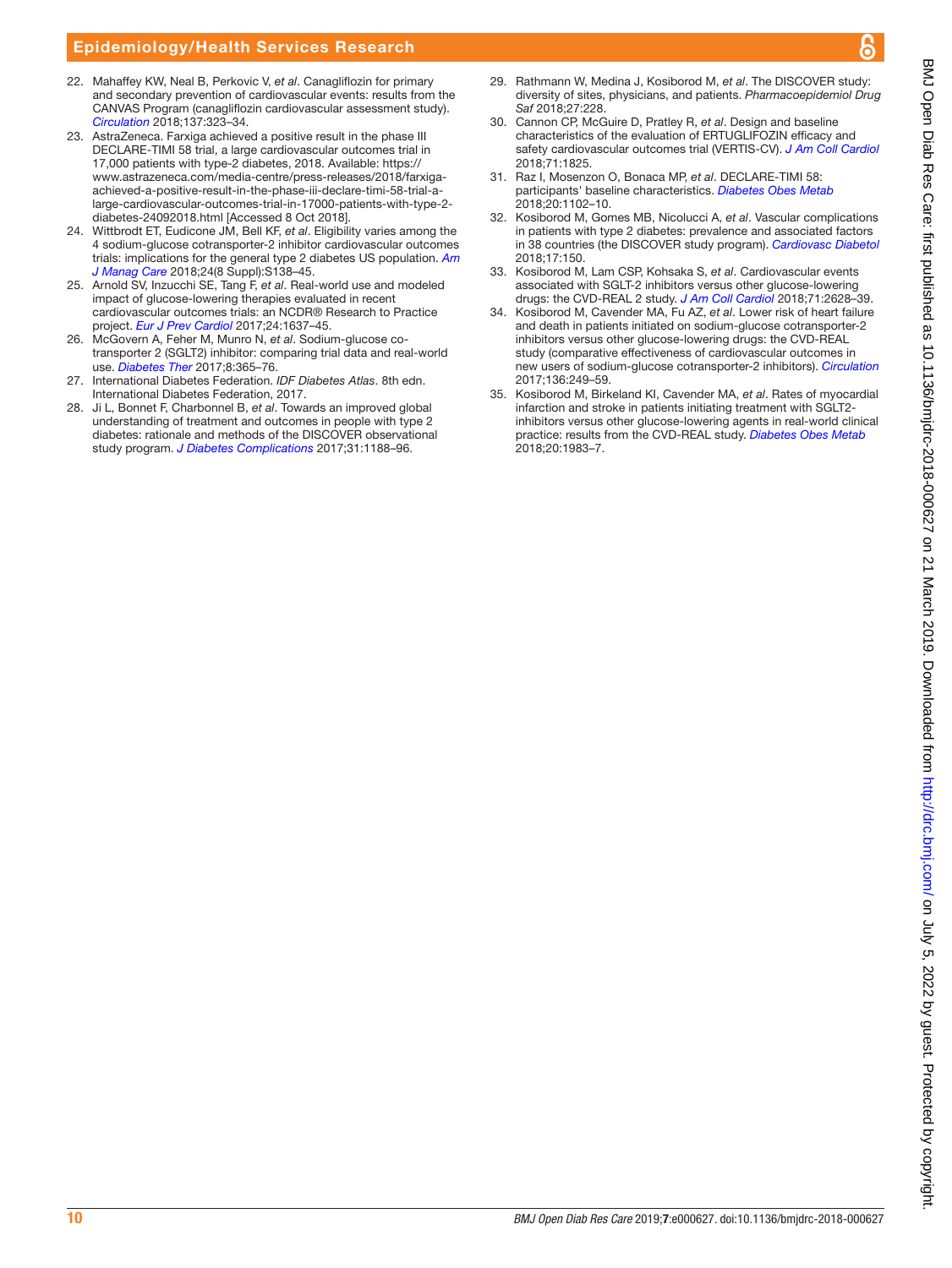22. Mahaffey KW, Neal B, Perkovic V, *et al*. Canagliflozin for primary and secondary prevention of cardiovascular events: results from the CANVAS Program (canagliflozin cardiovascular assessment study). *Circulation* 2018;137:323–34.
23. AstraZeneca. Farxiga achieved a positive result in the phase III DECLARE-TIMI 58 trial, a large cardiovascular outcomes trial in 17,000 patients with type-2 diabetes, 2018. Available: https://www.astrazeneca.com/media-centre/press-releases/2018/farxiga-achieved-a-positive-result-in-the-phase-iii-declare-timi-58-trial-a-large-cardiovascular-outcomes-trial-in-17000-patients-with-type-2-diabetes-24092018.html [Accessed 8 Oct 2018].
24. Wittbrodt ET, Eudicone JM, Bell KF, *et al*. Eligibility varies among the 4 sodium-glucose cotransporter-2 inhibitor cardiovascular outcomes trials: implications for the general type 2 diabetes US population. *Am J Manag Care* 2018;24(8 Suppl):S138–45.
25. Arnold SV, Inzucchi SE, Tang F, *et al*. Real-world use and modeled impact of glucose-lowering therapies evaluated in recent cardiovascular outcomes trials: an NCDR® Research to Practice project. *Eur J Prev Cardiol* 2017;24:1637–45.
26. McGovern A, Feher M, Munro N, *et al*. Sodium-glucose co-transporter 2 (SGLT2) inhibitor: comparing trial data and real-world use. *Diabetes Ther* 2017;8:365–76.
27. International Diabetes Federation. *IDF Diabetes Atlas*. 8th edn. International Diabetes Federation, 2017.
28. Ji L, Bonnet F, Charbonnel B, *et al*. Towards an improved global understanding of treatment and outcomes in people with type 2 diabetes: rationale and methods of the DISCOVER observational study program. *J Diabetes Complications* 2017;31:1188–96.
29. Rathmann W, Medina J, Kosiborod M, *et al*. The DISCOVER study: diversity of sites, physicians, and patients. *Pharmacoepidemiol Drug Saf* 2018;27:228.
30. Cannon CP, McGuire D, Pratley R, *et al*. Design and baseline characteristics of the evaluation of ERTUGLIFOZIN efficacy and safety cardiovascular outcomes trial (VERTIS-CV). *J Am Coll Cardiol* 2018;71:1825.
31. Raz I, Mosenzon O, Bonaca MP, *et al*. DECLARE-TIMI 58: participants' baseline characteristics. *Diabetes Obes Metab* 2018;20:1102–10.
32. Kosiborod M, Gomes MB, Nicolucci A, *et al*. Vascular complications in patients with type 2 diabetes: prevalence and associated factors in 38 countries (the DISCOVER study program). *Cardiovasc Diabetol* 2018;17:150.
33. Kosiborod M, Lam CSP, Kohsaka S, *et al*. Cardiovascular events associated with SGLT-2 inhibitors versus other glucose-lowering drugs: the CVD-REAL 2 study. *J Am Coll Cardiol* 2018;71:2628–39.
34. Kosiborod M, Cavender MA, Fu AZ, *et al*. Lower risk of heart failure and death in patients initiated on sodium-glucose cotransporter-2 inhibitors versus other glucose-lowering drugs: the CVD-REAL study (comparative effectiveness of cardiovascular outcomes in new users of sodium-glucose cotransporter-2 inhibitors). *Circulation* 2017;136:249–59.
35. Kosiborod M, Birkeland KI, Cavender MA, *et al*. Rates of myocardial infarction and stroke in patients initiating treatment with SGLT2-inhibitors versus other glucose-lowering agents in real-world clinical practice: results from the CVD-REAL study. *Diabetes Obes Metab* 2018;20:1983–7.